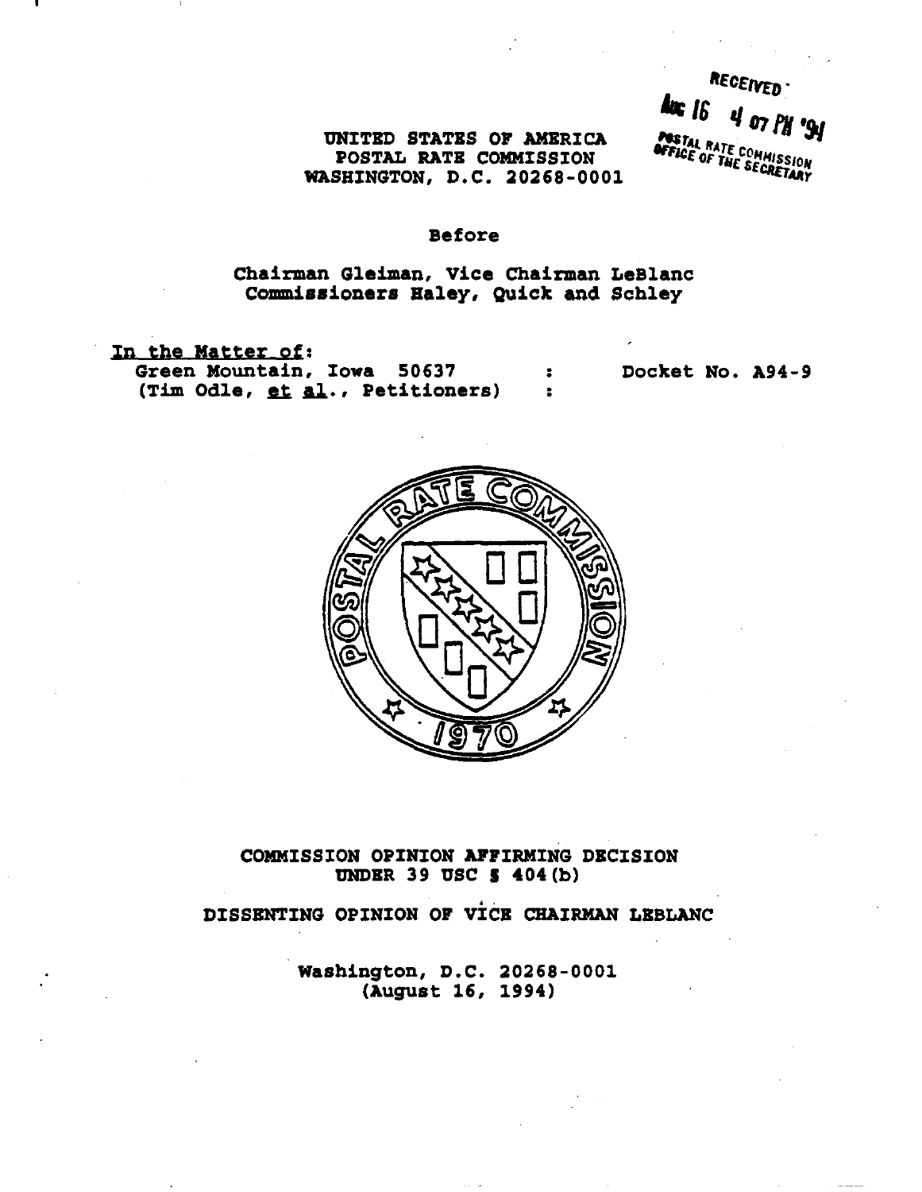RECEIVED
AUG 16 4 07 PM '94
POSTAL RATE COMMISSION
OFFICE OF THE SECRETARY

UNITED STATES OF AMERICA
POSTAL RATE COMMISSION
WASHINGTON, D.C. 20268-0001

Before

Chairman Gleiman, Vice Chairman LeBlanc
Commissioners Haley, Quick and Schley

In the Matter of:
Green Mountain, Iowa 50637 : Docket No. A94-9
(Tim Odle, et al., Petitioners) :

COMMISSION OPINION AFFIRMING DECISION
UNDER 39 USC § 404(b)

DISSENTING OPINION OF VICE CHAIRMAN LEBLANC

Washington, D.C. 20268-0001
(August 16, 1994)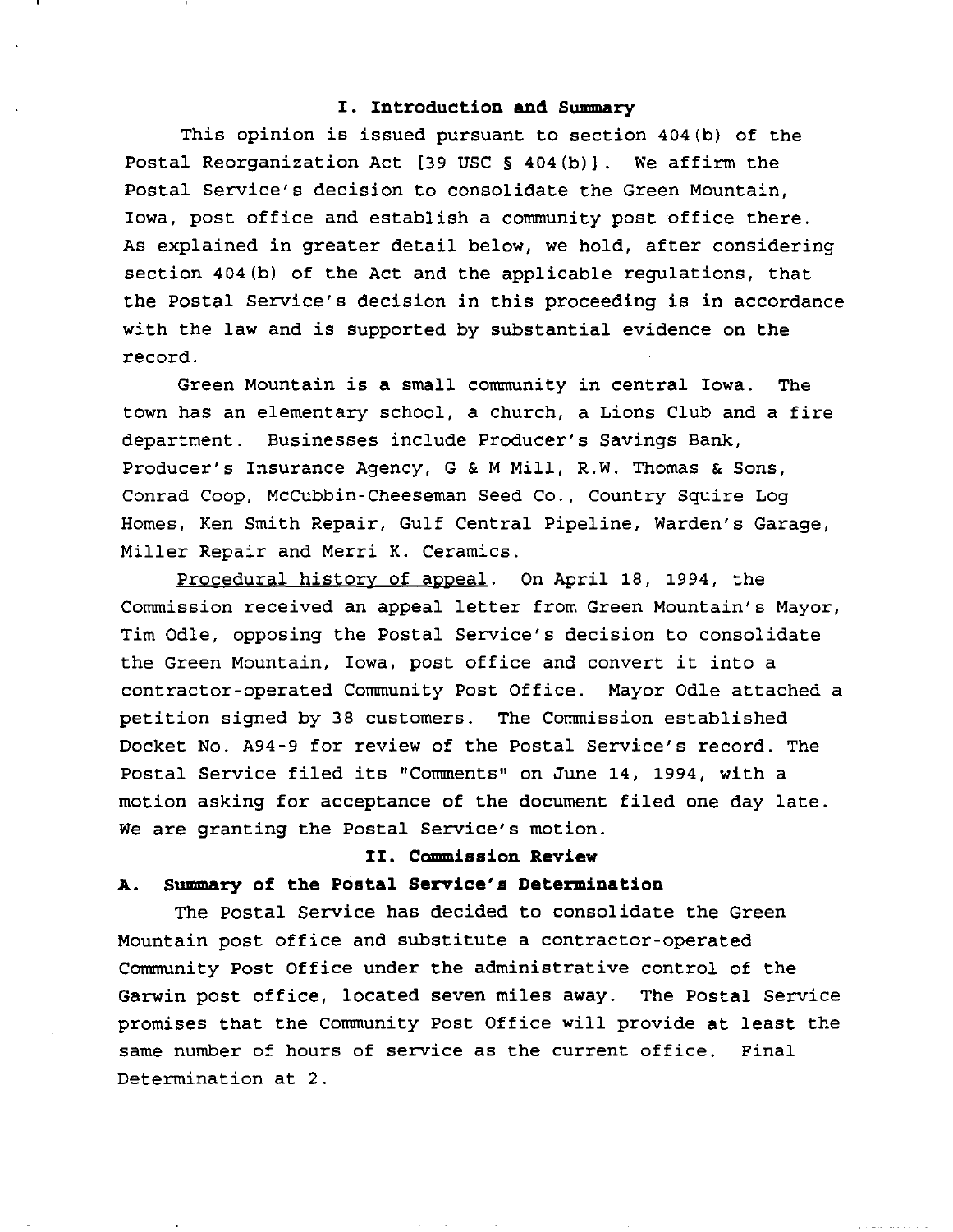## I. Introduction and Summary

This opinion is issued pursuant to section 404(b) of the Postal Reorganization Act [39 USC § 404(b)]. We affirm the Postal Service's decision to consolidate the Green Mountain, Iowa, post office and establish a community post office there. As explained in greater detail below, we hold, after considering section 404(b) of the Act and the applicable regulations, that the Postal Service's decision in this proceeding is in accordance with the law and is supported by substantial evidence on the record.

Green Mountain is a small community in central Iowa. The town has an elementary school, a church, a Lions Club and a fire department. Businesses include Producer's Savings Bank, Producer's Insurance Agency, G & M Mill, R.W. Thomas & Sons, Conrad Coop, McCubbin-Cheeseman Seed Co., Country Squire Log Homes, Ken Smith Repair, Gulf Central Pipeline, Warden's Garage, Miller Repair and Merri K. Ceramics.

Procedural history of appeal. On April 18, 1994, the Commission received an appeal letter from Green Mountain's Mayor, Tim Odle, opposing the Postal Service's decision to consolidate the Green Mountain, Iowa, post office and convert it into a contractor-operated Community Post Office. Mayor Odle attached a petition signed by 38 customers. The Commission established Docket No. A94-9 for review of the Postal Service's record. The Postal Service filed its "Comments" on June 14, 1994, with a motion asking for acceptance of the document filed one day late. We are granting the Postal Service's motion.

## II. Commission Review

### A. Summary of the Postal Service's Determination

The Postal Service has decided to consolidate the Green Mountain post office and substitute a contractor-operated Community Post Office under the administrative control of the Garwin post office, located seven miles away. The Postal Service promises that the Community Post Office will provide at least the same number of hours of service as the current office. Final Determination at 2.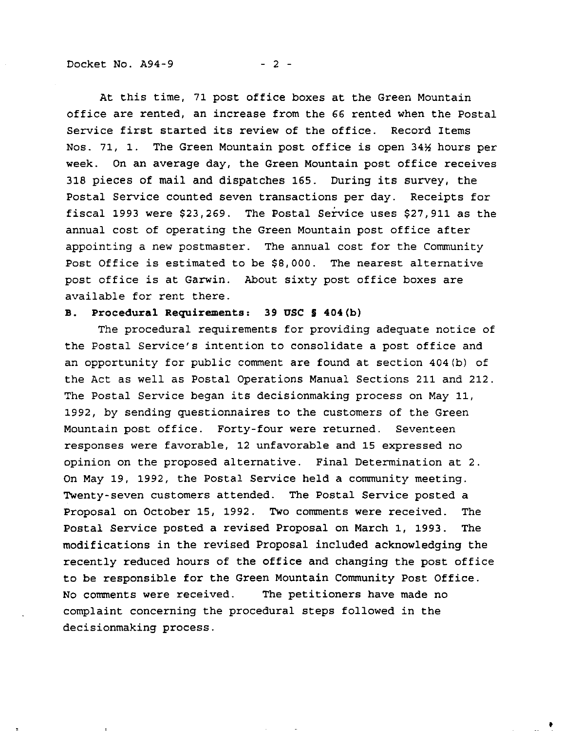At this time, 71 post office boxes at the Green Mountain office are rented, an increase from the 66 rented when the Postal Service first started its review of the office. Record Items Nos. 71, 1. The Green Mountain post office is open 34½ hours per week. On an average day, the Green Mountain post office receives 318 pieces of mail and dispatches 165. During its survey, the Postal Service counted seven transactions per day. Receipts for fiscal 1993 were $23,269. The Postal Service uses $27,911 as the annual cost of operating the Green Mountain post office after appointing a new postmaster. The annual cost for the Community Post Office is estimated to be $8,000. The nearest alternative post office is at Garwin. About sixty post office boxes are available for rent there.

**B. Procedural Requirements: 39 USC § 404(b)**

The procedural requirements for providing adequate notice of the Postal Service's intention to consolidate a post office and an opportunity for public comment are found at section 404(b) of the Act as well as Postal Operations Manual Sections 211 and 212. The Postal Service began its decisionmaking process on May 11, 1992, by sending questionnaires to the customers of the Green Mountain post office. Forty-four were returned. Seventeen responses were favorable, 12 unfavorable and 15 expressed no opinion on the proposed alternative. Final Determination at 2. On May 19, 1992, the Postal Service held a community meeting. Twenty-seven customers attended. The Postal Service posted a Proposal on October 15, 1992. Two comments were received. The Postal Service posted a revised Proposal on March 1, 1993. The modifications in the revised Proposal included acknowledging the recently reduced hours of the office and changing the post office to be responsible for the Green Mountain Community Post Office. No comments were received. The petitioners have made no complaint concerning the procedural steps followed in the decisionmaking process.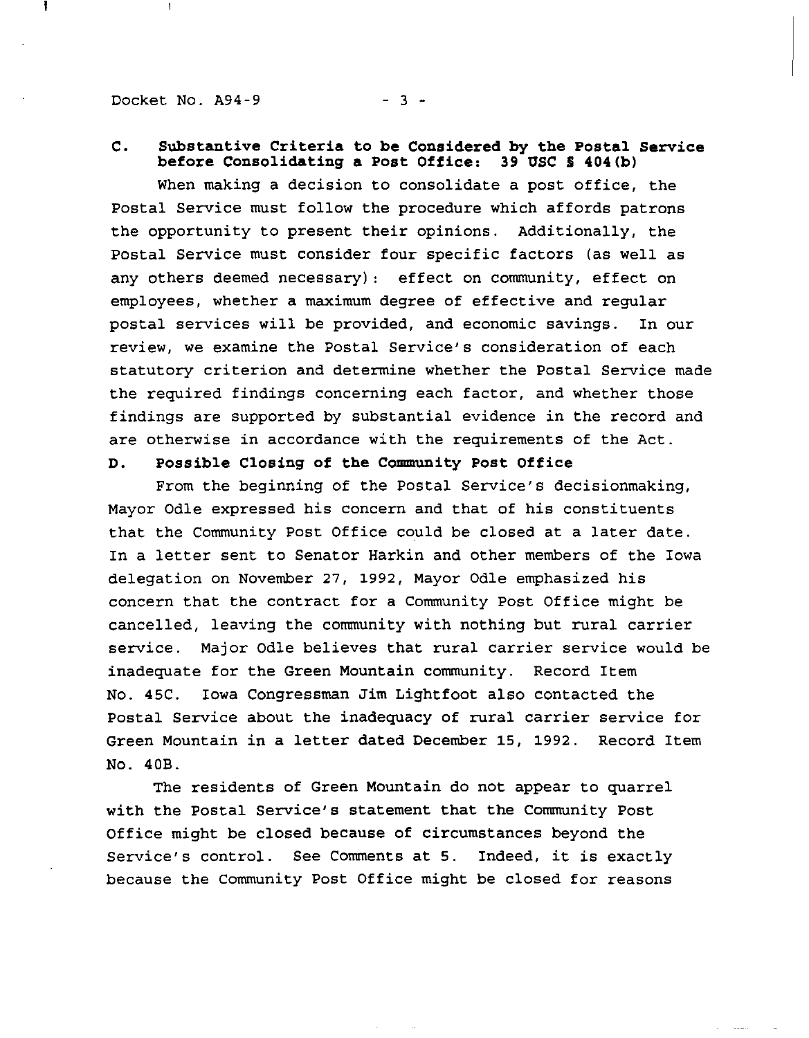**C. Substantive Criteria to be Considered by the Postal Service before Consolidating a Post Office: 39 USC § 404(b)**

When making a decision to consolidate a post office, the Postal Service must follow the procedure which affords patrons the opportunity to present their opinions. Additionally, the Postal Service must consider four specific factors (as well as any others deemed necessary): effect on community, effect on employees, whether a maximum degree of effective and regular postal services will be provided, and economic savings. In our review, we examine the Postal Service's consideration of each statutory criterion and determine whether the Postal Service made the required findings concerning each factor, and whether those findings are supported by substantial evidence in the record and are otherwise in accordance with the requirements of the Act.

**D. Possible Closing of the Community Post Office**

From the beginning of the Postal Service's decisionmaking, Mayor Odle expressed his concern and that of his constituents that the Community Post Office could be closed at a later date. In a letter sent to Senator Harkin and other members of the Iowa delegation on November 27, 1992, Mayor Odle emphasized his concern that the contract for a Community Post Office might be cancelled, leaving the community with nothing but rural carrier service. Major Odle believes that rural carrier service would be inadequate for the Green Mountain community. Record Item No. 45C. Iowa Congressman Jim Lightfoot also contacted the Postal Service about the inadequacy of rural carrier service for Green Mountain in a letter dated December 15, 1992. Record Item No. 40B.

The residents of Green Mountain do not appear to quarrel with the Postal Service's statement that the Community Post Office might be closed because of circumstances beyond the Service's control. See Comments at 5. Indeed, it is exactly because the Community Post Office might be closed for reasons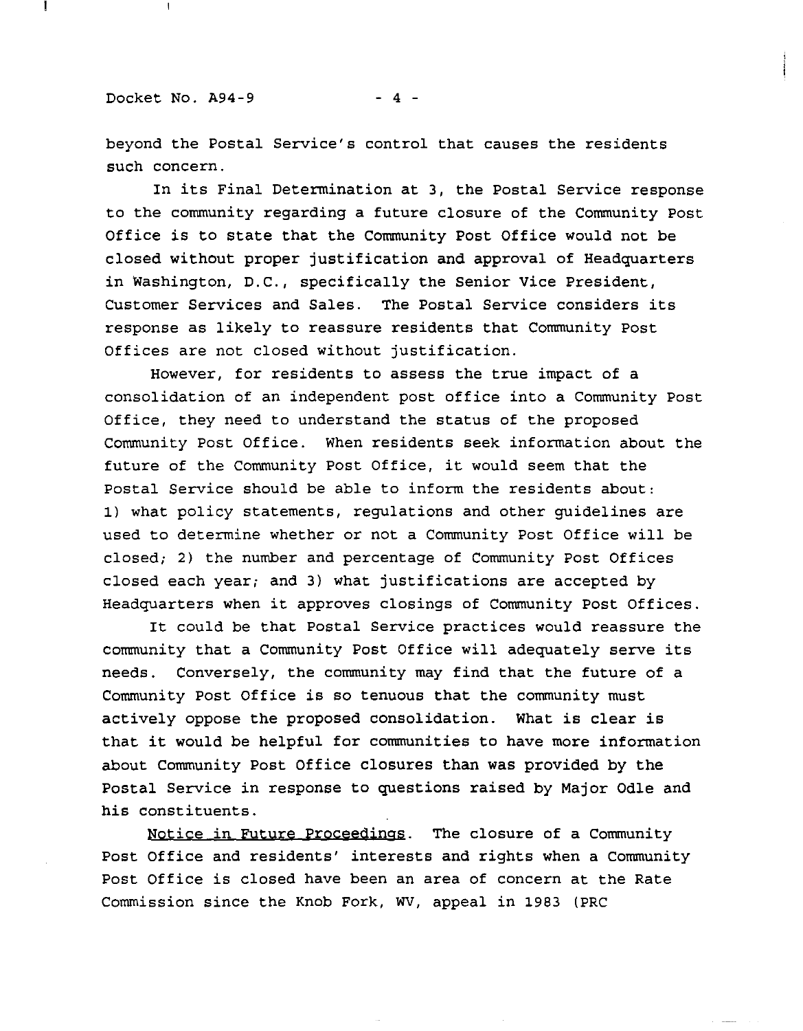beyond the Postal Service's control that causes the residents such concern.

In its Final Determination at 3, the Postal Service response to the community regarding a future closure of the Community Post Office is to state that the Community Post Office would not be closed without proper justification and approval of Headquarters in Washington, D.C., specifically the Senior Vice President, Customer Services and Sales. The Postal Service considers its response as likely to reassure residents that Community Post Offices are not closed without justification.

However, for residents to assess the true impact of a consolidation of an independent post office into a Community Post Office, they need to understand the status of the proposed Community Post Office. When residents seek information about the future of the Community Post Office, it would seem that the Postal Service should be able to inform the residents about: 1) what policy statements, regulations and other guidelines are used to determine whether or not a Community Post Office will be closed; 2) the number and percentage of Community Post Offices closed each year; and 3) what justifications are accepted by Headquarters when it approves closings of Community Post Offices.

It could be that Postal Service practices would reassure the community that a Community Post Office will adequately serve its needs. Conversely, the community may find that the future of a Community Post Office is so tenuous that the community must actively oppose the proposed consolidation. What is clear is that it would be helpful for communities to have more information about Community Post Office closures than was provided by the Postal Service in response to questions raised by Major Odle and his constituents.

Notice in Future Proceedings. The closure of a Community Post Office and residents' interests and rights when a Community Post Office is closed have been an area of concern at the Rate Commission since the Knob Fork, WV, appeal in 1983 (PRC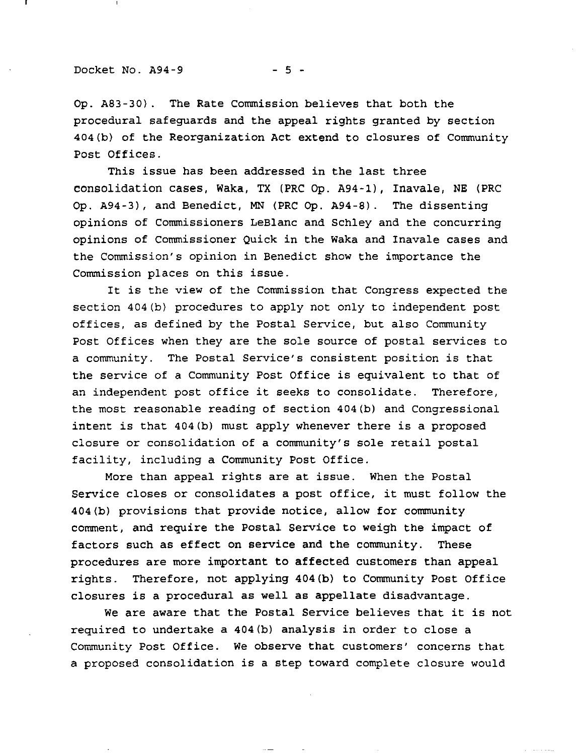Op. A83-30). The Rate Commission believes that both the procedural safeguards and the appeal rights granted by section 404(b) of the Reorganization Act extend to closures of Community Post Offices.

This issue has been addressed in the last three consolidation cases, Waka, TX (PRC Op. A94-1), Inavale, NE (PRC Op. A94-3), and Benedict, MN (PRC Op. A94-8). The dissenting opinions of Commissioners LeBlanc and Schley and the concurring opinions of Commissioner Quick in the Waka and Inavale cases and the Commission's opinion in Benedict show the importance the Commission places on this issue.

It is the view of the Commission that Congress expected the section 404(b) procedures to apply not only to independent post offices, as defined by the Postal Service, but also Community Post Offices when they are the sole source of postal services to a community. The Postal Service's consistent position is that the service of a Community Post Office is equivalent to that of an independent post office it seeks to consolidate. Therefore, the most reasonable reading of section 404(b) and Congressional intent is that 404(b) must apply whenever there is a proposed closure or consolidation of a community's sole retail postal facility, including a Community Post Office.

More than appeal rights are at issue. When the Postal Service closes or consolidates a post office, it must follow the 404(b) provisions that provide notice, allow for community comment, and require the Postal Service to weigh the impact of factors such as effect on service and the community. These procedures are more important to affected customers than appeal rights. Therefore, not applying 404(b) to Community Post Office closures is a procedural as well as appellate disadvantage.

We are aware that the Postal Service believes that it is not required to undertake a 404(b) analysis in order to close a Community Post Office. We observe that customers' concerns that a proposed consolidation is a step toward complete closure would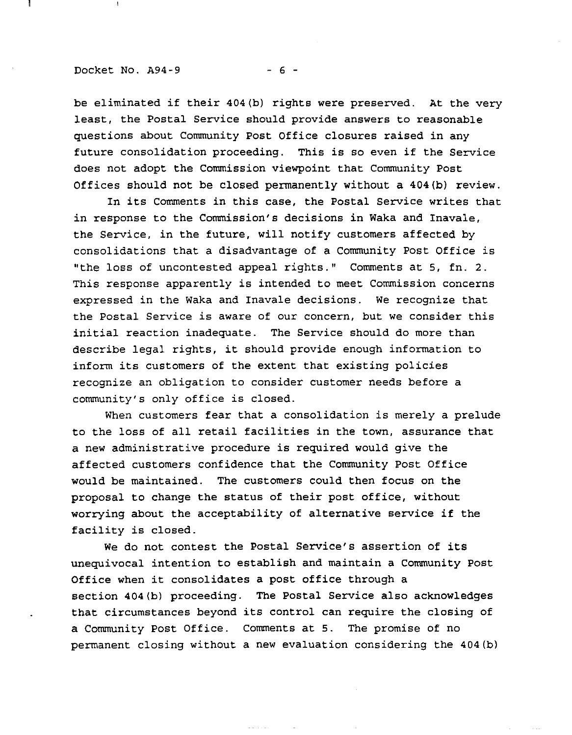be eliminated if their 404(b) rights were preserved. At the very least, the Postal Service should provide answers to reasonable questions about Community Post Office closures raised in any future consolidation proceeding. This is so even if the Service does not adopt the Commission viewpoint that Community Post Offices should not be closed permanently without a 404(b) review.

In its Comments in this case, the Postal Service writes that in response to the Commission's decisions in Waka and Inavale, the Service, in the future, will notify customers affected by consolidations that a disadvantage of a Community Post Office is "the loss of uncontested appeal rights." Comments at 5, fn. 2. This response apparently is intended to meet Commission concerns expressed in the Waka and Inavale decisions. We recognize that the Postal Service is aware of our concern, but we consider this initial reaction inadequate. The Service should do more than describe legal rights, it should provide enough information to inform its customers of the extent that existing policies recognize an obligation to consider customer needs before a community's only office is closed.

When customers fear that a consolidation is merely a prelude to the loss of all retail facilities in the town, assurance that a new administrative procedure is required would give the affected customers confidence that the Community Post Office would be maintained. The customers could then focus on the proposal to change the status of their post office, without worrying about the acceptability of alternative service if the facility is closed.

We do not contest the Postal Service's assertion of its unequivocal intention to establish and maintain a Community Post Office when it consolidates a post office through a section 404(b) proceeding. The Postal Service also acknowledges that circumstances beyond its control can require the closing of a Community Post Office. Comments at 5. The promise of no permanent closing without a new evaluation considering the 404(b)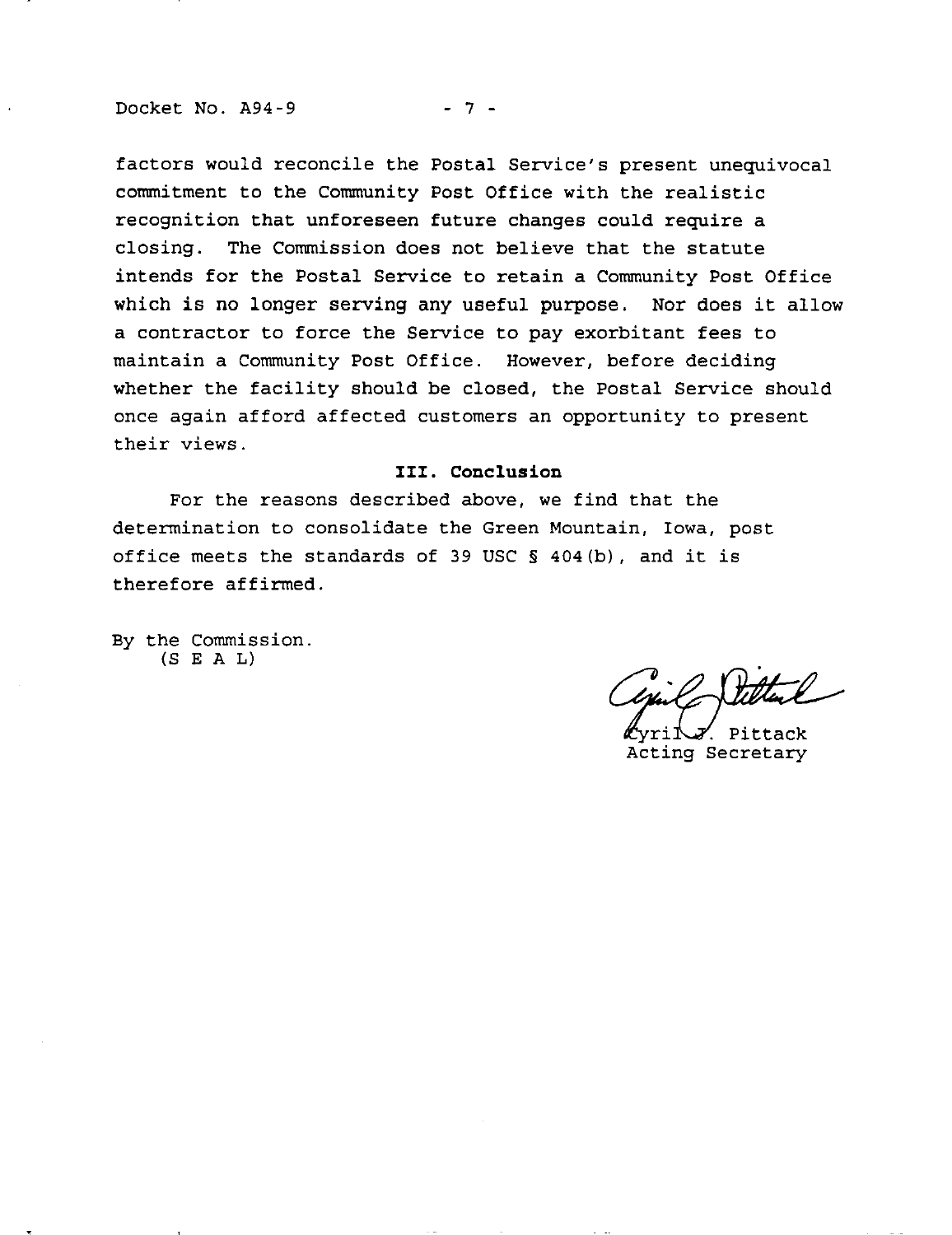factors would reconcile the Postal Service's present unequivocal commitment to the Community Post Office with the realistic recognition that unforeseen future changes could require a closing. The Commission does not believe that the statute intends for the Postal Service to retain a Community Post Office which is no longer serving any useful purpose. Nor does it allow a contractor to force the Service to pay exorbitant fees to maintain a Community Post Office. However, before deciding whether the facility should be closed, the Postal Service should once again afford affected customers an opportunity to present their views.

## III. Conclusion

For the reasons described above, we find that the determination to consolidate the Green Mountain, Iowa, post office meets the standards of 39 USC § 404(b), and it is therefore affirmed.

By the Commission.
(S E A L)

Cyril J. Pittack
Acting Secretary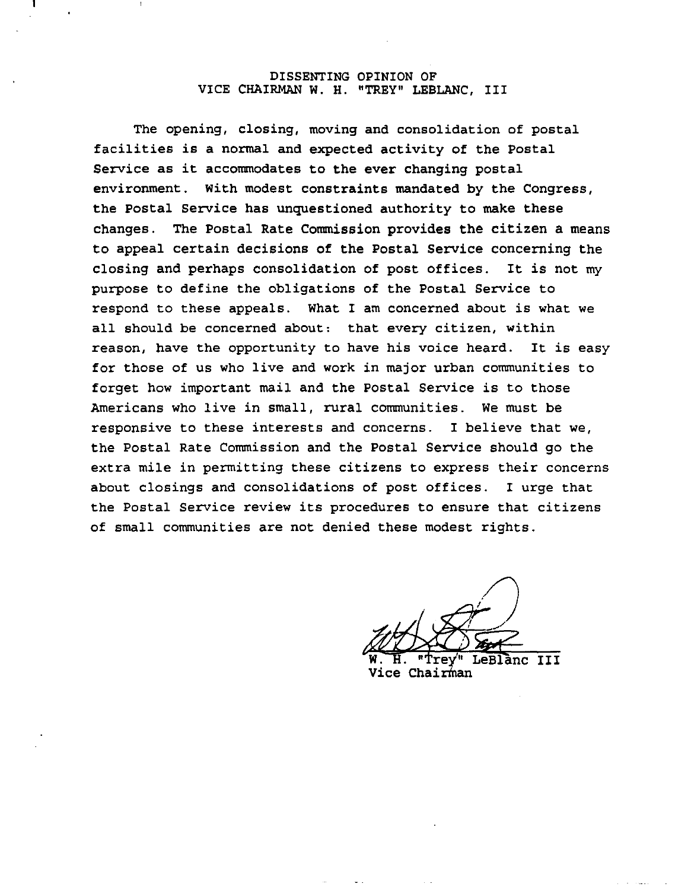# DISSENTING OPINION OF
# VICE CHAIRMAN W. H. "TREY" LEBLANC, III

The opening, closing, moving and consolidation of postal facilities is a normal and expected activity of the Postal Service as it accommodates to the ever changing postal environment. With modest constraints mandated by the Congress, the Postal Service has unquestioned authority to make these changes. The Postal Rate Commission provides the citizen a means to appeal certain decisions of the Postal Service concerning the closing and perhaps consolidation of post offices. It is not my purpose to define the obligations of the Postal Service to respond to these appeals. What I am concerned about is what we all should be concerned about: that every citizen, within reason, have the opportunity to have his voice heard. It is easy for those of us who live and work in major urban communities to forget how important mail and the Postal Service is to those Americans who live in small, rural communities. We must be responsive to these interests and concerns. I believe that we, the Postal Rate Commission and the Postal Service should go the extra mile in permitting these citizens to express their concerns about closings and consolidations of post offices. I urge that the Postal Service review its procedures to ensure that citizens of small communities are not denied these modest rights.

W. H. "Trey" LeBlanc III
Vice Chairman